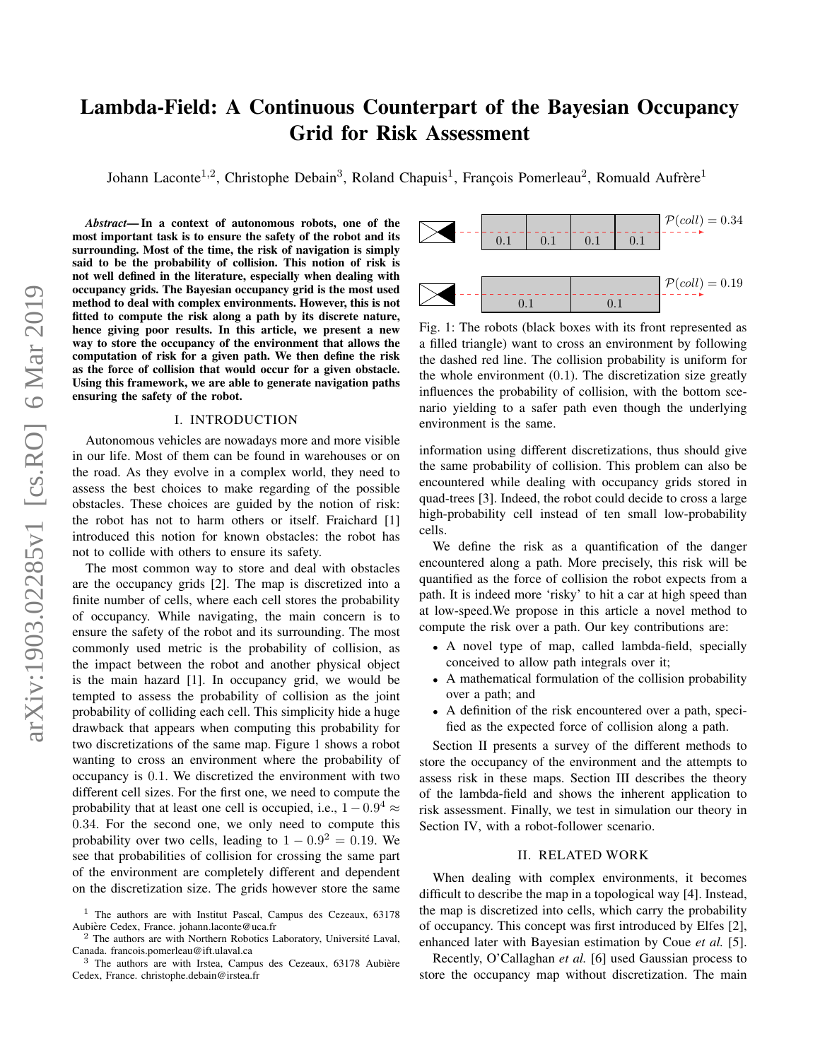# Lambda-Field: A Continuous Counterpart of the Bayesian Occupancy Grid for Risk Assessment

Johann Laconte[1,2], Christophe Debain[3], Roland Chapuis[1], François Pomerleau[2], Romuald Aufrère[1]

***Abstract*— In a context of autonomous robots, one of the most important task is to ensure the safety of the robot and its surrounding. Most of the time, the risk of navigation is simply said to be the probability of collision. This notion of risk is not well defined in the literature, especially when dealing with occupancy grids. The Bayesian occupancy grid is the most used method to deal with complex environments. However, this is not fitted to compute the risk along a path by its discrete nature, hence giving poor results. In this article, we present a new way to store the occupancy of the environment that allows the computation of risk for a given path. We then define the risk as the force of collision that would occur for a given obstacle. Using this framework, we are able to generate navigation paths ensuring the safety of the robot.**

## I. INTRODUCTION

Autonomous vehicles are nowadays more and more visible in our life. Most of them can be found in warehouses or on the road. As they evolve in a complex world, they need to assess the best choices to make regarding of the possible obstacles. These choices are guided by the notion of risk: the robot has not to harm others or itself. Fraichard [1] introduced this notion for known obstacles: the robot has not to collide with others to ensure its safety.

The most common way to store and deal with obstacles are the occupancy grids [2]. The map is discretized into a finite number of cells, where each cell stores the probability of occupancy. While navigating, the main concern is to ensure the safety of the robot and its surrounding. The most commonly used metric is the probability of collision, as the impact between the robot and another physical object is the main hazard [1]. In occupancy grid, we would be tempted to assess the probability of collision as the joint probability of colliding each cell. This simplicity has a huge drawback that appears when computing this probability for two discretizations of the same map. Figure 1 shows a robot wanting to cross an environment where the probability of occupancy is $0.1$. We discretized the environment with two different cell sizes. For the first one, we need to compute the probability that at least one cell is occupied, i.e., $1 - 0.9^4 \approx 0.34$. For the second one, we only need to compute this probability over two cells, leading to $1 - 0.9^2 = 0.19$. We see that probabilities of collision for crossing the same part of the environment are completely different and dependent on the discretization size. The grids however store the same information using different discretizations, thus should give the same probability of collision. This problem can also be encountered while dealing with occupancy grids stored in quad-trees [3]. Indeed, the robot could decide to cross a large high-probability cell instead of ten small low-probability cells.

| 0.1 | 0.1 | 0.1 | 0.1 | $\mathcal{P}(coll) = 0.34$ |
|---|---|---|---|---|

| 0.1 | 0.1 | $\mathcal{P}(coll) = 0.19$ |
|---|---|---|

Fig. 1: The robots (black boxes with its front represented as a filled triangle) want to cross an environment by following the dashed red line. The collision probability is uniform for the whole environment ($0.1$). The discretization size greatly influences the probability of collision, with the bottom scenario yielding to a safer path even though the underlying environment is the same.

We define the risk as a quantification of the danger encountered along a path. More precisely, this risk will be quantified as the force of collision the robot expects from a path. It is indeed more 'risky' to hit a car at high speed than at low-speed.We propose in this article a novel method to compute the risk over a path. Our key contributions are:

- A novel type of map, called lambda-field, specially conceived to allow path integrals over it;
- A mathematical formulation of the collision probability over a path; and
- A definition of the risk encountered over a path, specified as the expected force of collision along a path.

Section II presents a survey of the different methods to store the occupancy of the environment and the attempts to assess risk in these maps. Section III describes the theory of the lambda-field and shows the inherent application to risk assessment. Finally, we test in simulation our theory in Section IV, with a robot-follower scenario.

## II. RELATED WORK

When dealing with complex environments, it becomes difficult to describe the map in a topological way [4]. Instead, the map is discretized into cells, which carry the probability of occupancy. This concept was first introduced by Elfes [2], enhanced later with Bayesian estimation by Coue *et al.* [5].

Recently, O'Callaghan *et al.* [6] used Gaussian process to store the occupancy map without discretization. The main

[1] The authors are with Institut Pascal, Campus des Cezeaux, 63178 Aubière Cedex, France. johann.laconte@uca.fr

[2] The authors are with Northern Robotics Laboratory, Université Laval, Canada. francois.pomerleau@ift.ulaval.ca

[3] The authors are with Irstea, Campus des Cezeaux, 63178 Aubière Cedex, France. christophe.debain@irstea.fr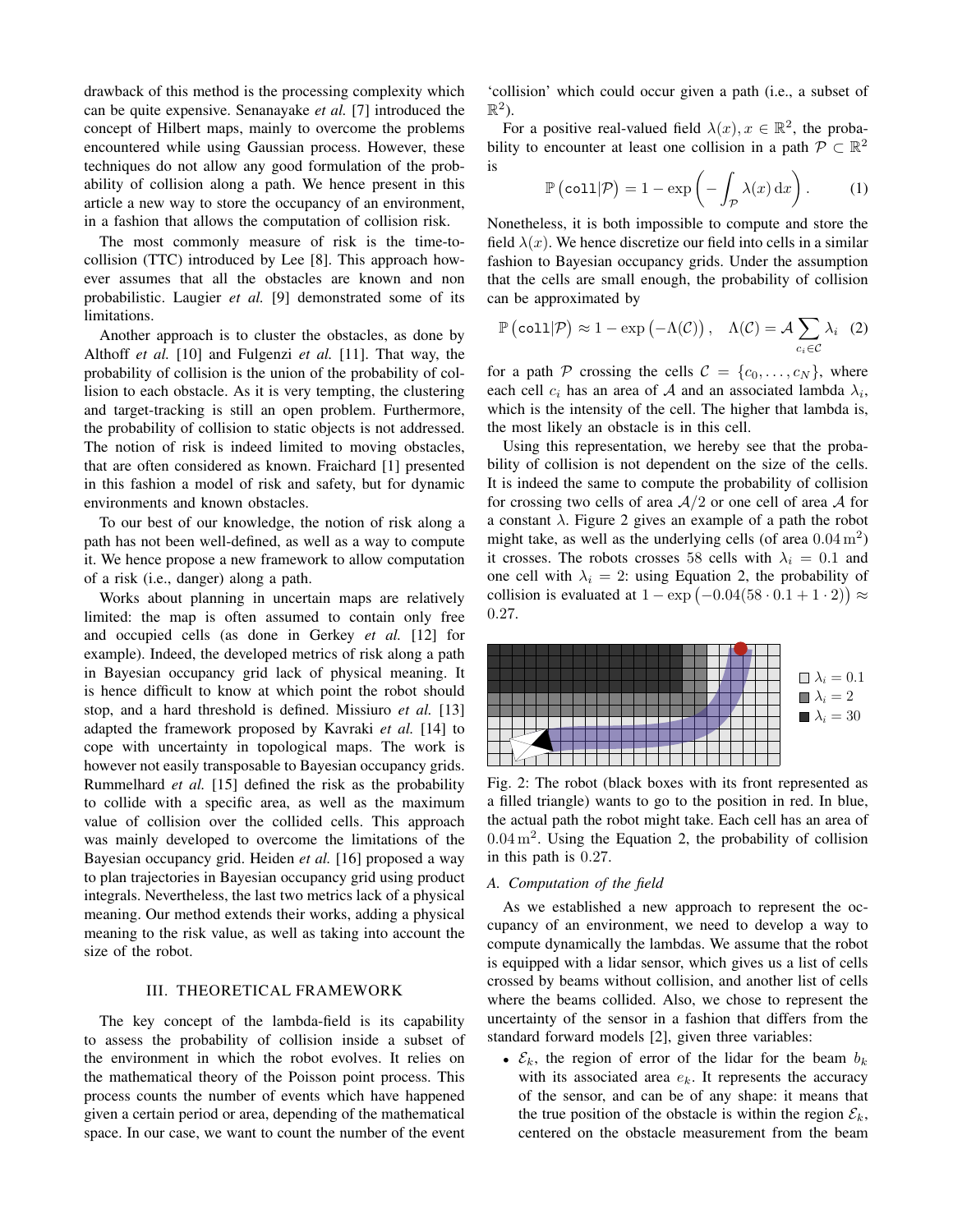drawback of this method is the processing complexity which can be quite expensive. Senanayake *et al.* [7] introduced the concept of Hilbert maps, mainly to overcome the problems encountered while using Gaussian process. However, these techniques do not allow any good formulation of the probability of collision along a path. We hence present in this article a new way to store the occupancy of an environment, in a fashion that allows the computation of collision risk.

The most commonly measure of risk is the time-to-collision (TTC) introduced by Lee [8]. This approach however assumes that all the obstacles are known and non probabilistic. Laugier *et al.* [9] demonstrated some of its limitations.

Another approach is to cluster the obstacles, as done by Althoff *et al.* [10] and Fulgenzi *et al.* [11]. That way, the probability of collision is the union of the probability of collision to each obstacle. As it is very tempting, the clustering and target-tracking is still an open problem. Furthermore, the probability of collision to static objects is not addressed. The notion of risk is indeed limited to moving obstacles, that are often considered as known. Fraichard [1] presented in this fashion a model of risk and safety, but for dynamic environments and known obstacles.

To our best of our knowledge, the notion of risk along a path has not been well-defined, as well as a way to compute it. We hence propose a new framework to allow computation of a risk (i.e., danger) along a path.

Works about planning in uncertain maps are relatively limited: the map is often assumed to contain only free and occupied cells (as done in Gerkey *et al.* [12] for example). Indeed, the developed metrics of risk along a path in Bayesian occupancy grid lack of physical meaning. It is hence difficult to know at which point the robot should stop, and a hard threshold is defined. Missiuro *et al.* [13] adapted the framework proposed by Kavraki *et al.* [14] to cope with uncertainty in topological maps. The work is however not easily transposable to Bayesian occupancy grids. Rummelhard *et al.* [15] defined the risk as the probability to collide with a specific area, as well as the maximum value of collision over the collided cells. This approach was mainly developed to overcome the limitations of the Bayesian occupancy grid. Heiden *et al.* [16] proposed a way to plan trajectories in Bayesian occupancy grid using product integrals. Nevertheless, the last two metrics lack of a physical meaning. Our method extends their works, adding a physical meaning to the risk value, as well as taking into account the size of the robot.

## III. THEORETICAL FRAMEWORK

The key concept of the lambda-field is its capability to assess the probability of collision inside a subset of the environment in which the robot evolves. It relies on the mathematical theory of the Poisson point process. This process counts the number of events which have happened given a certain period or area, depending of the mathematical space. In our case, we want to count the number of the event 'collision' which could occur given a path (i.e., a subset of $\mathbb{R}^2$).

For a positive real-valued field $\lambda(x), x \in \mathbb{R}^2$, the probability to encounter at least one collision in a path $\mathcal{P} \subset \mathbb{R}^2$ is

$$\mathbb{P}\left(\texttt{coll}|\mathcal{P}\right) = 1 - \exp\left(-\int_{\mathcal{P}} \lambda(x)\,\mathrm{d}x\right). \tag{1}$$

Nonetheless, it is both impossible to compute and store the field $\lambda(x)$. We hence discretize our field into cells in a similar fashion to Bayesian occupancy grids. Under the assumption that the cells are small enough, the probability of collision can be approximated by

$$\mathbb{P}\left(\texttt{coll}|\mathcal{P}\right) \approx 1 - \exp\left(-\Lambda(\mathcal{C})\right), \quad \Lambda(\mathcal{C}) = \mathcal{A}\sum_{c_i \in \mathcal{C}} \lambda_i \tag{2}$$

for a path $\mathcal{P}$ crossing the cells $\mathcal{C} = \{c_0, \ldots, c_N\}$, where each cell $c_i$ has an area of $\mathcal{A}$ and an associated lambda $\lambda_i$, which is the intensity of the cell. The higher that lambda is, the most likely an obstacle is in this cell.

Using this representation, we hereby see that the probability of collision is not dependent on the size of the cells. It is indeed the same to compute the probability of collision for crossing two cells of area $\mathcal{A}/2$ or one cell of area $\mathcal{A}$ for a constant $\lambda$. Figure 2 gives an example of a path the robot might take, as well as the underlying cells (of area $0.04\,\mathrm{m}^2$) it crosses. The robots crosses 58 cells with $\lambda_i = 0.1$ and one cell with $\lambda_i = 2$: using Equation 2, the probability of collision is evaluated at $1 - \exp\left(-0.04(58 \cdot 0.1 + 1 \cdot 2)\right) \approx 0.27$.

Fig. 2: The robot (black boxes with its front represented as a filled triangle) wants to go to the position in red. In blue, the actual path the robot might take. Each cell has an area of $0.04\,\mathrm{m}^2$. Using the Equation 2, the probability of collision in this path is $0.27$.

### A. Computation of the field

As we established a new approach to represent the occupancy of an environment, we need to develop a way to compute dynamically the lambdas. We assume that the robot is equipped with a lidar sensor, which gives us a list of cells crossed by beams without collision, and another list of cells where the beams collided. Also, we chose to represent the uncertainty of the sensor in a fashion that differs from the standard forward models [2], given three variables:

- $\mathcal{E}_k$, the region of error of the lidar for the beam $b_k$ with its associated area $e_k$. It represents the accuracy of the sensor, and can be of any shape: it means that the true position of the obstacle is within the region $\mathcal{E}_k$, centered on the obstacle measurement from the beam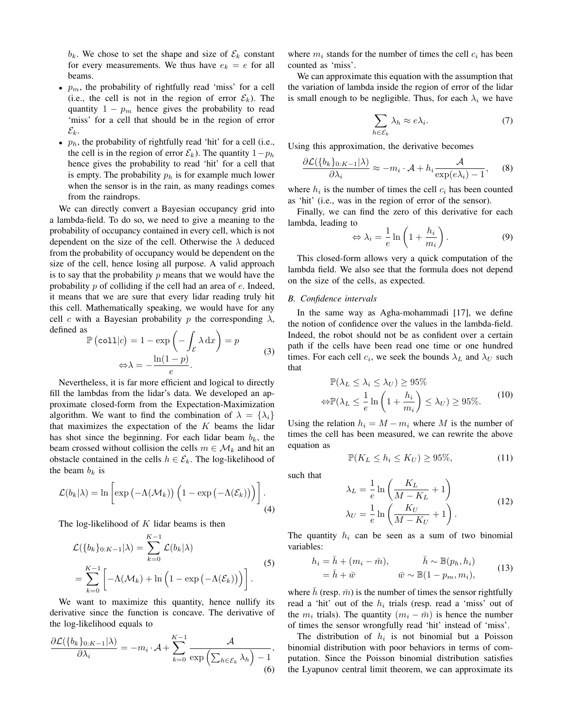$b_k$. We chose to set the shape and size of $\mathcal{E}_k$ constant for every measurements. We thus have $e_k = e$ for all beams.

- $p_m$, the probability of rightfully read 'miss' for a cell (i.e., the cell is not in the region of error $\mathcal{E}_k$). The quantity $1 - p_m$ hence gives the probability to read 'miss' for a cell that should be in the region of error $\mathcal{E}_k$.
- $p_h$, the probability of rightfully read 'hit' for a cell (i.e., the cell is in the region of error $\mathcal{E}_k$). The quantity $1-p_h$ hence gives the probability to read 'hit' for a cell that is empty. The probability $p_h$ is for example much lower when the sensor is in the rain, as many readings comes from the raindrops.

We can directly convert a Bayesian occupancy grid into a lambda-field. To do so, we need to give a meaning to the probability of occupancy contained in every cell, which is not dependent on the size of the cell. Otherwise the $\lambda$ deduced from the probability of occupancy would be dependent on the size of the cell, hence losing all purpose. A valid approach is to say that the probability $p$ means that we would have the probability $p$ of colliding if the cell had an area of $e$. Indeed, it means that we are sure that every lidar reading truly hit this cell. Mathematically speaking, we would have for any cell $c$ with a Bayesian probability $p$ the corresponding $\lambda$, defined as

$$\begin{aligned} \mathbb{P}\left(\texttt{coll}|c\right) = 1 - \exp\left(-\int_{\mathcal{E}} \lambda \, \mathrm{d}x\right) = p \\ \Leftrightarrow \lambda = -\frac{\ln(1-p)}{e}. \end{aligned} \tag{3}$$

Nevertheless, it is far more efficient and logical to directly fill the lambdas from the lidar's data. We developed an approximate closed-form from the Expectation-Maximization algorithm. We want to find the combination of $\lambda = \{\lambda_i\}$ that maximizes the expectation of the $K$ beams the lidar has shot since the beginning. For each lidar beam $b_k$, the beam crossed without collision the cells $m \in \mathcal{M}_k$ and hit an obstacle contained in the cells $h \in \mathcal{E}_k$. The log-likelihood of the beam $b_k$ is

$$\mathcal{L}(b_k|\lambda) = \ln\left[\exp\left(-\Lambda(\mathcal{M}_k)\right)\left(1 - \exp\left(-\Lambda(\mathcal{E}_k)\right)\right)\right]. \tag{4}$$

The log-likelihood of $K$ lidar beams is then

$$\begin{aligned} \mathcal{L}(\{b_k\}_{0:K-1}|\lambda) &= \sum_{k=0}^{K-1} \mathcal{L}(b_k|\lambda) \\ &= \sum_{k=0}^{K-1} \left[-\Lambda(\mathcal{M}_k) + \ln\left(1 - \exp\left(-\Lambda(\mathcal{E}_k)\right)\right)\right]. \end{aligned} \tag{5}$$

We want to maximize this quantity, hence nullify its derivative since the function is concave. The derivative of the log-likelihood equals to

$$\frac{\partial \mathcal{L}(\{b_k\}_{0:K-1}|\lambda)}{\partial \lambda_i} = -m_i \cdot \mathcal{A} + \sum_{k=0}^{K-1} \frac{\mathcal{A}}{\exp\left(\sum_{h \in \mathcal{E}_k} \lambda_h\right) - 1}, \tag{6}$$

where $m_i$ stands for the number of times the cell $c_i$ has been counted as 'miss'.

We can approximate this equation with the assumption that the variation of lambda inside the region of error of the lidar is small enough to be negligible. Thus, for each $\lambda_i$ we have

$$\sum_{h \in \mathcal{E}_k} \lambda_h \approx e\lambda_i. \tag{7}$$

Using this approximation, the derivative becomes

$$\frac{\partial \mathcal{L}(\{b_k\}_{0:K-1}|\lambda)}{\partial \lambda_i} \approx -m_i \cdot \mathcal{A} + h_i \frac{\mathcal{A}}{\exp(e\lambda_i) - 1}, \tag{8}$$

where $h_i$ is the number of times the cell $c_i$ has been counted as 'hit' (i.e., was in the region of error of the sensor).

Finally, we can find the zero of this derivative for each lambda, leading to

$$\Leftrightarrow \lambda_i = \frac{1}{e} \ln\left(1 + \frac{h_i}{m_i}\right). \tag{9}$$

This closed-form allows very a quick computation of the lambda field. We also see that the formula does not depend on the size of the cells, as expected.

### B. Confidence intervals

In the same way as Agha-mohammadi [17], we define the notion of confidence over the values in the lambda-field. Indeed, the robot should not be as confident over a certain path if the cells have been read one time or one hundred times. For each cell $c_i$, we seek the bounds $\lambda_L$ and $\lambda_U$ such that

$$\begin{aligned} &\mathbb{P}(\lambda_L \leq \lambda_i \leq \lambda_U) \geq 95\% \\ \Leftrightarrow &\mathbb{P}(\lambda_L \leq \frac{1}{e} \ln\left(1 + \frac{h_i}{m_i}\right) \leq \lambda_U) \geq 95\%. \end{aligned} \tag{10}$$

Using the relation $h_i = M - m_i$ where $M$ is the number of times the cell has been measured, we can rewrite the above equation as

$$\mathbb{P}(K_L \leq h_i \leq K_U) \geq 95\%, \tag{11}$$

such that

$$\begin{aligned} \lambda_L &= \frac{1}{e} \ln\left(\frac{K_L}{M - K_L} + 1\right) \\ \lambda_U &= \frac{1}{e} \ln\left(\frac{K_U}{M - K_U} + 1\right). \end{aligned} \tag{12}$$

The quantity $h_i$ can be seen as a sum of two binomial variables:

$$\begin{aligned} h_i &= \bar{h} + (m_i - \bar{m}), \qquad & \bar{h} &\sim \mathbb{B}(p_h, h_i) \\ &= \bar{h} + \bar{w} & \bar{w} &\sim \mathbb{B}(1 - p_m, m_i), \end{aligned} \tag{13}$$

where $\bar{h}$ (resp. $\bar{m}$) is the number of times the sensor rightfully read a 'hit' out of the $h_i$ trials (resp. read a 'miss' out of the $m_i$ trials). The quantity $(m_i - \bar{m})$ is hence the number of times the sensor wrongfully read 'hit' instead of 'miss'.

The distribution of $h_i$ is not binomial but a Poisson binomial distribution with poor behaviors in terms of computation. Since the Poisson binomial distribution satisfies the Lyapunov central limit theorem, we can approximate its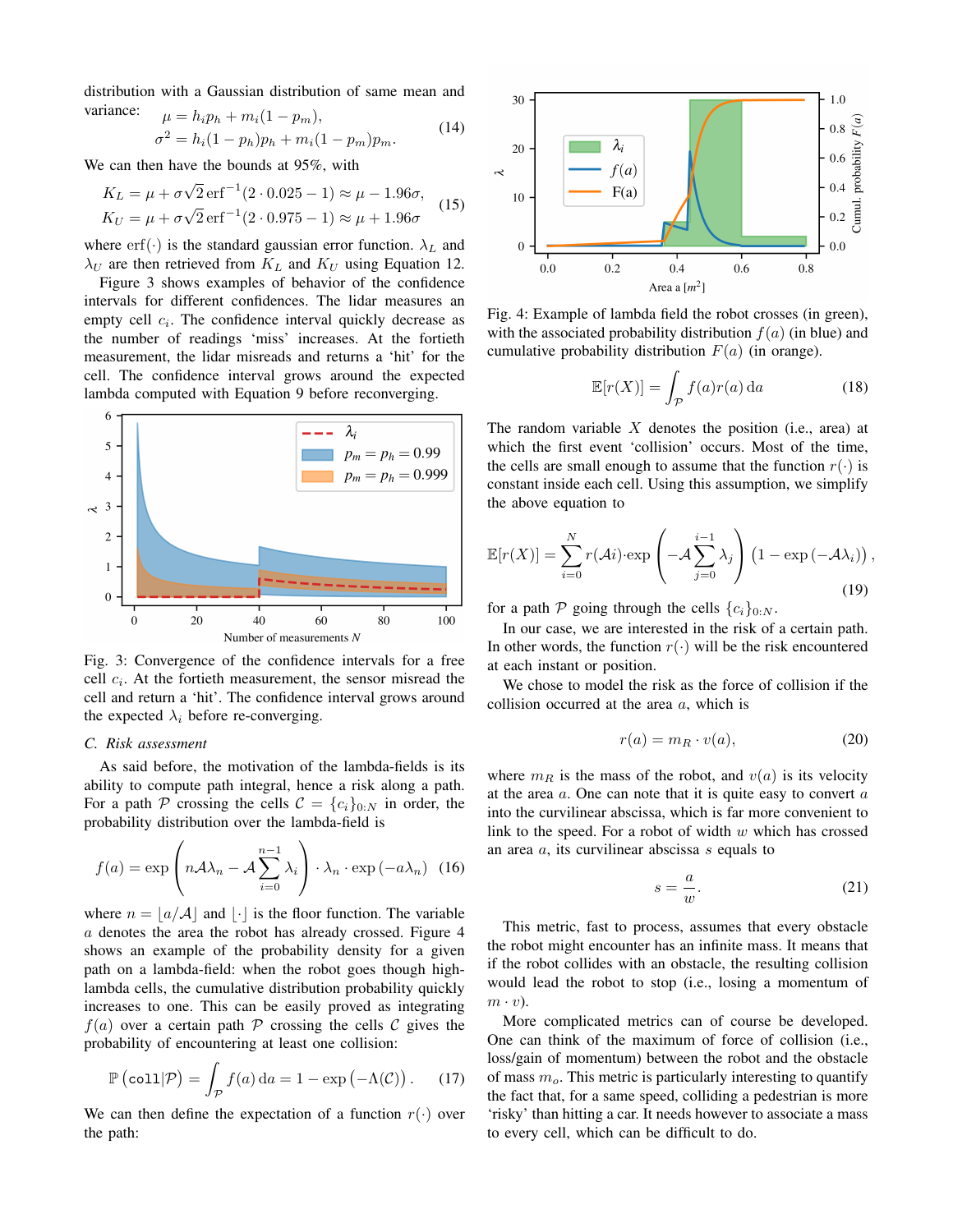distribution with a Gaussian distribution of same mean and variance:

$$\begin{aligned} \mu &= h_i p_h + m_i(1 - p_m), \\ \sigma^2 &= h_i(1 - p_h)p_h + m_i(1 - p_m)p_m. \end{aligned} \tag{14}$$

We can then have the bounds at 95%, with

$$\begin{aligned} K_L &= \mu + \sigma\sqrt{2}\,\mathrm{erf}^{-1}(2 \cdot 0.025 - 1) \approx \mu - 1.96\sigma, \\ K_U &= \mu + \sigma\sqrt{2}\,\mathrm{erf}^{-1}(2 \cdot 0.975 - 1) \approx \mu + 1.96\sigma \end{aligned} \tag{15}$$

where $\mathrm{erf}(\cdot)$ is the standard gaussian error function. $\lambda_L$ and $\lambda_U$ are then retrieved from $K_L$ and $K_U$ using Equation 12.

Figure 3 shows examples of behavior of the confidence intervals for different confidences. The lidar measures an empty cell $c_i$. The confidence interval quickly decrease as the number of readings 'miss' increases. At the fortieth measurement, the lidar misreads and returns a 'hit' for the cell. The confidence interval grows around the expected lambda computed with Equation 9 before reconverging.

Fig. 3: Convergence of the confidence intervals for a free cell $c_i$. At the fortieth measurement, the sensor misread the cell and return a 'hit'. The confidence interval grows around the expected $\lambda_i$ before re-converging.

### C. Risk assessment

As said before, the motivation of the lambda-fields is its ability to compute path integral, hence a risk along a path. For a path $\mathcal{P}$ crossing the cells $\mathcal{C} = \{c_i\}_{0:N}$ in order, the probability distribution over the lambda-field is

$$f(a) = \exp\left(n\mathcal{A}\lambda_n - \mathcal{A}\sum_{i=0}^{n-1}\lambda_i\right) \cdot \lambda_n \cdot \exp\left(-a\lambda_n\right) \tag{16}$$

where $n = \lfloor a/\mathcal{A} \rfloor$ and $\lfloor\cdot\rfloor$ is the floor function. The variable $a$ denotes the area the robot has already crossed. Figure 4 shows an example of the probability density for a given path on a lambda-field: when the robot goes though high-lambda cells, the cumulative distribution probability quickly increases to one. This can be easily proved as integrating $f(a)$ over a certain path $\mathcal{P}$ crossing the cells $\mathcal{C}$ gives the probability of encountering at least one collision:

$$\mathbb{P}\left(\texttt{coll}|\mathcal{P}\right) = \int_{\mathcal{P}} f(a)\,\mathrm{d}a = 1 - \exp\left(-\Lambda(\mathcal{C})\right). \tag{17}$$

We can then define the expectation of a function $r(\cdot)$ over the path:

Fig. 4: Example of lambda field the robot crosses (in green), with the associated probability distribution $f(a)$ (in blue) and cumulative probability distribution $F(a)$ (in orange).

$$\mathbb{E}[r(X)] = \int_{\mathcal{P}} f(a)r(a)\,\mathrm{d}a \tag{18}$$

The random variable $X$ denotes the position (i.e., area) at which the first event 'collision' occurs. Most of the time, the cells are small enough to assume that the function $r(\cdot)$ is constant inside each cell. Using this assumption, we simplify the above equation to

$$\mathbb{E}[r(X)] = \sum_{i=0}^{N} r(\mathcal{A}i)\cdot\exp\left(-\mathcal{A}\sum_{j=0}^{i-1}\lambda_j\right)\left(1 - \exp\left(-\mathcal{A}\lambda_i\right)\right), \tag{19}$$

for a path $\mathcal{P}$ going through the cells $\{c_i\}_{0:N}$.

In our case, we are interested in the risk of a certain path. In other words, the function $r(\cdot)$ will be the risk encountered at each instant or position.

We chose to model the risk as the force of collision if the collision occurred at the area $a$, which is

$$r(a) = m_R \cdot v(a), \tag{20}$$

where $m_R$ is the mass of the robot, and $v(a)$ is its velocity at the area $a$. One can note that it is quite easy to convert $a$ into the curvilinear abscissa, which is far more convenient to link to the speed. For a robot of width $w$ which has crossed an area $a$, its curvilinear abscissa $s$ equals to

$$s = \frac{a}{w}. \tag{21}$$

This metric, fast to process, assumes that every obstacle the robot might encounter has an infinite mass. It means that if the robot collides with an obstacle, the resulting collision would lead the robot to stop (i.e., losing a momentum of $m \cdot v$).

More complicated metrics can of course be developed. One can think of the maximum of force of collision (i.e., loss/gain of momentum) between the robot and the obstacle of mass $m_o$. This metric is particularly interesting to quantify the fact that, for a same speed, colliding a pedestrian is more 'risky' than hitting a car. It needs however to associate a mass to every cell, which can be difficult to do.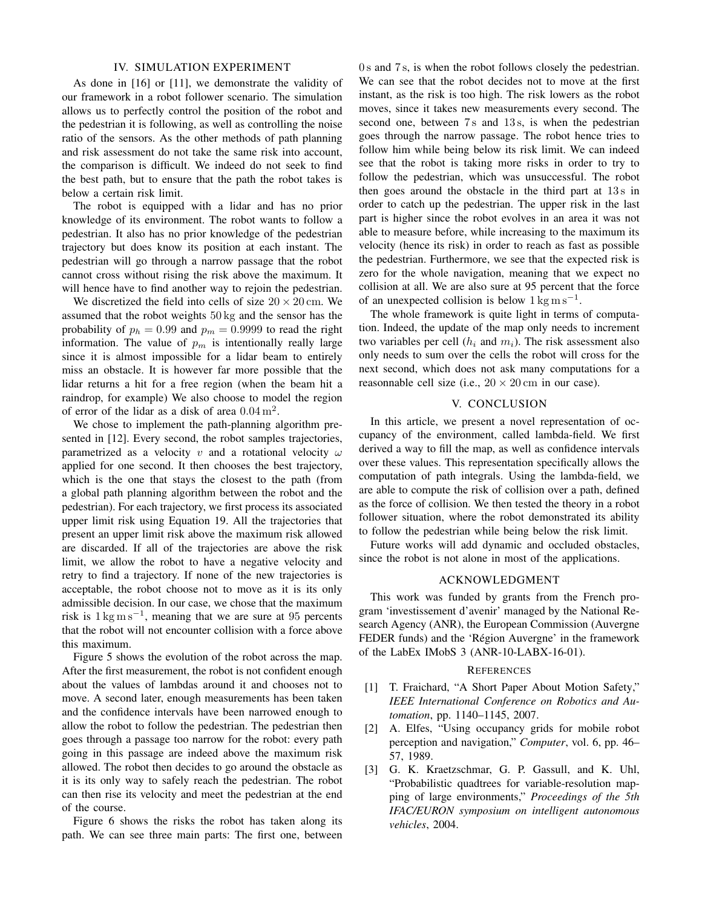## IV. Simulation Experiment

As done in [16] or [11], we demonstrate the validity of our framework in a robot follower scenario. The simulation allows us to perfectly control the position of the robot and the pedestrian it is following, as well as controlling the noise ratio of the sensors. As the other methods of path planning and risk assessment do not take the same risk into account, the comparison is difficult. We indeed do not seek to find the best path, but to ensure that the path the robot takes is below a certain risk limit.

The robot is equipped with a lidar and has no prior knowledge of its environment. The robot wants to follow a pedestrian. It also has no prior knowledge of the pedestrian trajectory but does know its position at each instant. The pedestrian will go through a narrow passage that the robot cannot cross without rising the risk above the maximum. It will hence have to find another way to rejoin the pedestrian.

We discretized the field into cells of size $20 \times 20\,\mathrm{cm}$. We assumed that the robot weights $50\,\mathrm{kg}$ and the sensor has the probability of $p_h = 0.99$ and $p_m = 0.9999$ to read the right information. The value of $p_m$ is intentionally really large since it is almost impossible for a lidar beam to entirely miss an obstacle. It is however far more possible that the lidar returns a hit for a free region (when the beam hit a raindrop, for example) We also choose to model the region of error of the lidar as a disk of area $0.04\,\mathrm{m}^2$.

We chose to implement the path-planning algorithm presented in [12]. Every second, the robot samples trajectories, parametrized as a velocity $v$ and a rotational velocity $\omega$ applied for one second. It then chooses the best trajectory, which is the one that stays the closest to the path (from a global path planning algorithm between the robot and the pedestrian). For each trajectory, we first process its associated upper limit risk using Equation 19. All the trajectories that present an upper limit risk above the maximum risk allowed are discarded. If all of the trajectories are above the risk limit, we allow the robot to have a negative velocity and retry to find a trajectory. If none of the new trajectories is acceptable, the robot choose not to move as it is its only admissible decision. In our case, we chose that the maximum risk is $1\,\mathrm{kg\,m\,s^{-1}}$, meaning that we are sure at 95 percents that the robot will not encounter collision with a force above this maximum.

Figure 5 shows the evolution of the robot across the map. After the first measurement, the robot is not confident enough about the values of lambdas around it and chooses not to move. A second later, enough measurements has been taken and the confidence intervals have been narrowed enough to allow the robot to follow the pedestrian. The pedestrian then goes through a passage too narrow for the robot: every path going in this passage are indeed above the maximum risk allowed. The robot then decides to go around the obstacle as it is its only way to safely reach the pedestrian. The robot can then rise its velocity and meet the pedestrian at the end of the course.

Figure 6 shows the risks the robot has taken along its path. We can see three main parts: The first one, between $0\,\mathrm{s}$ and $7\,\mathrm{s}$, is when the robot follows closely the pedestrian. We can see that the robot decides not to move at the first instant, as the risk is too high. The risk lowers as the robot moves, since it takes new measurements every second. The second one, between $7\,\mathrm{s}$ and $13\,\mathrm{s}$, is when the pedestrian goes through the narrow passage. The robot hence tries to follow him while being below its risk limit. We can indeed see that the robot is taking more risks in order to try to follow the pedestrian, which was unsuccessful. The robot then goes around the obstacle in the third part at $13\,\mathrm{s}$ in order to catch up the pedestrian. The upper risk in the last part is higher since the robot evolves in an area it was not able to measure before, while increasing to the maximum its velocity (hence its risk) in order to reach as fast as possible the pedestrian. Furthermore, we see that the expected risk is zero for the whole navigation, meaning that we expect no collision at all. We are also sure at 95 percent that the force of an unexpected collision is below $1\,\mathrm{kg\,m\,s^{-1}}$.

The whole framework is quite light in terms of computation. Indeed, the update of the map only needs to increment two variables per cell ($h_i$ and $m_i$). The risk assessment also only needs to sum over the cells the robot will cross for the next second, which does not ask many computations for a reasonnable cell size (i.e., $20 \times 20\,\mathrm{cm}$ in our case).

## V. Conclusion

In this article, we present a novel representation of occupancy of the environment, called lambda-field. We first derived a way to fill the map, as well as confidence intervals over these values. This representation specifically allows the computation of path integrals. Using the lambda-field, we are able to compute the risk of collision over a path, defined as the force of collision. We then tested the theory in a robot follower situation, where the robot demonstrated its ability to follow the pedestrian while being below the risk limit.

Future works will add dynamic and occluded obstacles, since the robot is not alone in most of the applications.

## Acknowledgment

This work was funded by grants from the French program 'investissement d'avenir' managed by the National Research Agency (ANR), the European Commission (Auvergne FEDER funds) and the 'Région Auvergne' in the framework of the LabEx IMobS 3 (ANR-10-LABX-16-01).

## References

[1] T. Fraichard, "A Short Paper About Motion Safety," *IEEE International Conference on Robotics and Automation*, pp. 1140–1145, 2007.

[2] A. Elfes, "Using occupancy grids for mobile robot perception and navigation," *Computer*, vol. 6, pp. 46–57, 1989.

[3] G. K. Kraetzschmar, G. P. Gassull, and K. Uhl, "Probabilistic quadtrees for variable-resolution mapping of large environments," *Proceedings of the 5th IFAC/EURON symposium on intelligent autonomous vehicles*, 2004.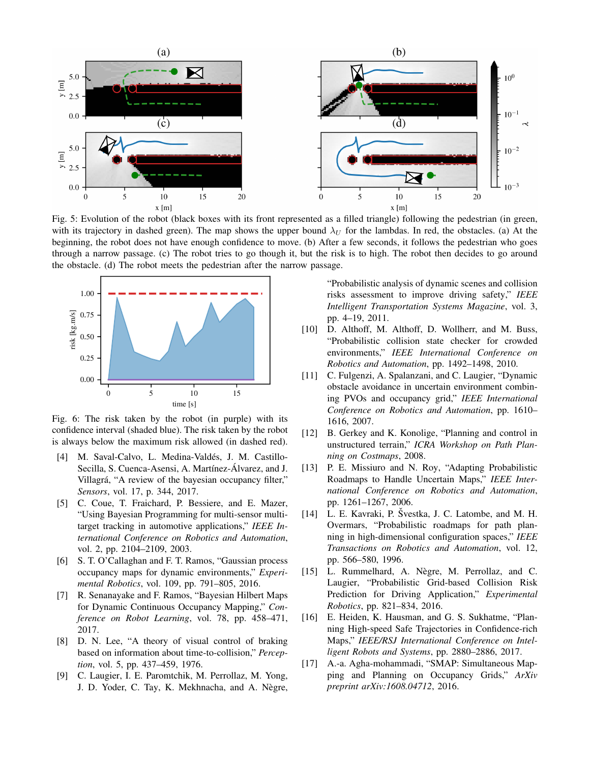(a)

(b)

(c)

(d)

y [m]

5.0

2.5

0.0

0

5

10

15

20

x [m]

$10^0$

$10^{-1}$

$10^{-2}$

$10^{-3}$

$\lambda$

Fig. 5: Evolution of the robot (black boxes with its front represented as a filled triangle) following the pedestrian (in green, with its trajectory in dashed green). The map shows the upper bound $\lambda_U$ for the lambdas. In red, the obstacles. (a) At the beginning, the robot does not have enough confidence to move. (b) After a few seconds, it follows the pedestrian who goes through a narrow passage. (c) The robot tries to go though it, but the risk is to high. The robot then decides to go around the obstacle. (d) The robot meets the pedestrian after the narrow passage.

risk [kg.m/s]

1.00

0.75

0.50

0.25

0.00

0

5

10

15

time [s]

Fig. 6: The risk taken by the robot (in purple) with its confidence interval (shaded blue). The risk taken by the robot is always below the maximum risk allowed (in dashed red).

[4] M. Saval-Calvo, L. Medina-Valdés, J. M. Castillo-Secilla, S. Cuenca-Asensi, A. Martínez-Álvarez, and J. Villagrá, "A review of the bayesian occupancy filter," *Sensors*, vol. 17, p. 344, 2017.

[5] C. Coue, T. Fraichard, P. Bessiere, and E. Mazer, "Using Bayesian Programming for multi-sensor multi-target tracking in automotive applications," *IEEE International Conference on Robotics and Automation*, vol. 2, pp. 2104–2109, 2003.

[6] S. T. O'Callaghan and F. T. Ramos, "Gaussian process occupancy maps for dynamic environments," *Experimental Robotics*, vol. 109, pp. 791–805, 2016.

[7] R. Senanayake and F. Ramos, "Bayesian Hilbert Maps for Dynamic Continuous Occupancy Mapping," *Conference on Robot Learning*, vol. 78, pp. 458–471, 2017.

[8] D. N. Lee, "A theory of visual control of braking based on information about time-to-collision," *Perception*, vol. 5, pp. 437–459, 1976.

[9] C. Laugier, I. E. Paromtchik, M. Perrollaz, M. Yong, J. D. Yoder, C. Tay, K. Mekhnacha, and A. Nègre, "Probabilistic analysis of dynamic scenes and collision risks assessment to improve driving safety," *IEEE Intelligent Transportation Systems Magazine*, vol. 3, pp. 4–19, 2011.

[10] D. Althoff, M. Althoff, D. Wollherr, and M. Buss, "Probabilistic collision state checker for crowded environments," *IEEE International Conference on Robotics and Automation*, pp. 1492–1498, 2010.

[11] C. Fulgenzi, A. Spalanzani, and C. Laugier, "Dynamic obstacle avoidance in uncertain environment combining PVOs and occupancy grid," *IEEE International Conference on Robotics and Automation*, pp. 1610–1616, 2007.

[12] B. Gerkey and K. Konolige, "Planning and control in unstructured terrain," *ICRA Workshop on Path Planning on Costmaps*, 2008.

[13] P. E. Missiuro and N. Roy, "Adapting Probabilistic Roadmaps to Handle Uncertain Maps," *IEEE International Conference on Robotics and Automation*, pp. 1261–1267, 2006.

[14] L. E. Kavraki, P. Švestka, J. C. Latombe, and M. H. Overmars, "Probabilistic roadmaps for path planning in high-dimensional configuration spaces," *IEEE Transactions on Robotics and Automation*, vol. 12, pp. 566–580, 1996.

[15] L. Rummelhard, A. Nègre, M. Perrollaz, and C. Laugier, "Probabilistic Grid-based Collision Risk Prediction for Driving Application," *Experimental Robotics*, pp. 821–834, 2016.

[16] E. Heiden, K. Hausman, and G. S. Sukhatme, "Planning High-speed Safe Trajectories in Confidence-rich Maps," *IEEE/RSJ International Conference on Intelligent Robots and Systems*, pp. 2880–2886, 2017.

[17] A.-a. Agha-mohammadi, "SMAP: Simultaneous Mapping and Planning on Occupancy Grids," *ArXiv preprint arXiv:1608.04712*, 2016.